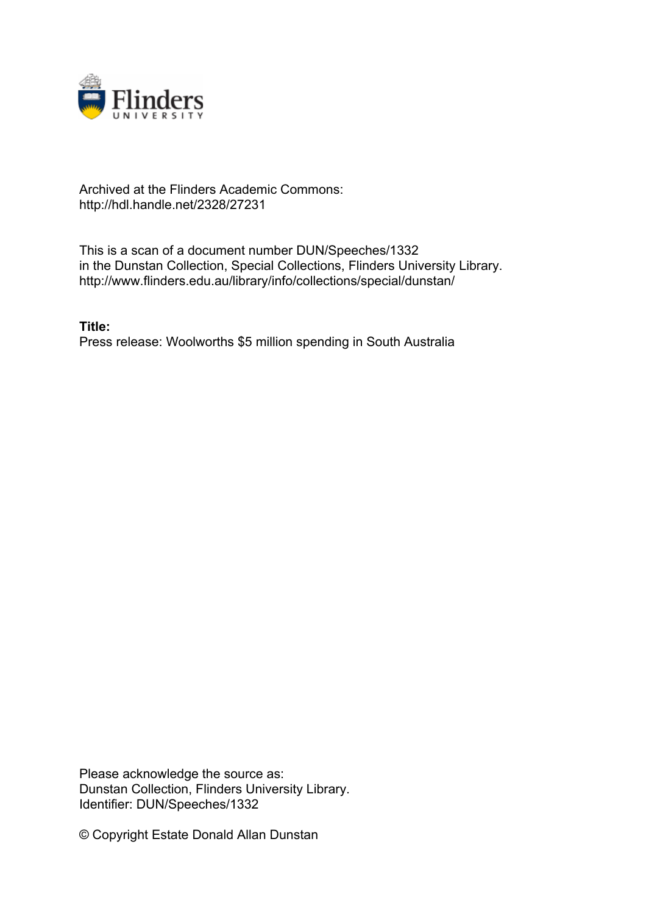Archived at the Flinders Academic Commons:
http://hdl.handle.net/2328/27231

This is a scan of a document number DUN/Speeches/1332
in the Dunstan Collection, Special Collections, Flinders University Library.
http://www.flinders.edu.au/library/info/collections/special/dunstan/

**Title:**
Press release: Woolworths $5 million spending in South Australia

Please acknowledge the source as:
Dunstan Collection, Flinders University Library.
Identifier: DUN/Speeches/1332

© Copyright Estate Donald Allan Dunstan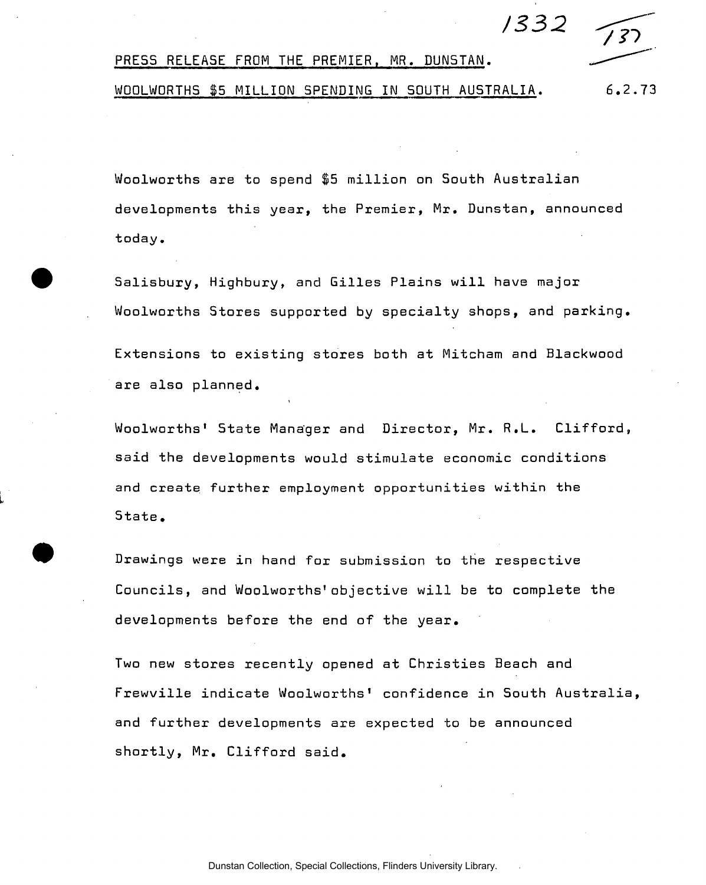1332

137

PRESS RELEASE FROM THE PREMIER, MR. DUNSTAN.

WOOLWORTHS $5 MILLION SPENDING IN SOUTH AUSTRALIA. 6.2.73

Woolworths are to spend $5 million on South Australian developments this year, the Premier, Mr. Dunstan, announced today.

Salisbury, Highbury, and Gilles Plains will have major Woolworths Stores supported by specialty shops, and parking.

Extensions to existing stores both at Mitcham and Blackwood are also planned.

Woolworths' State Manager and Director, Mr. R.L. Clifford, said the developments would stimulate economic conditions and create further employment opportunities within the State.

Drawings were in hand for submission to the respective Councils, and Woolworths' objective will be to complete the developments before the end of the year.

Two new stores recently opened at Christies Beach and Frewville indicate Woolworths' confidence in South Australia, and further developments are expected to be announced shortly, Mr. Clifford said.

Dunstan Collection, Special Collections, Flinders University Library.